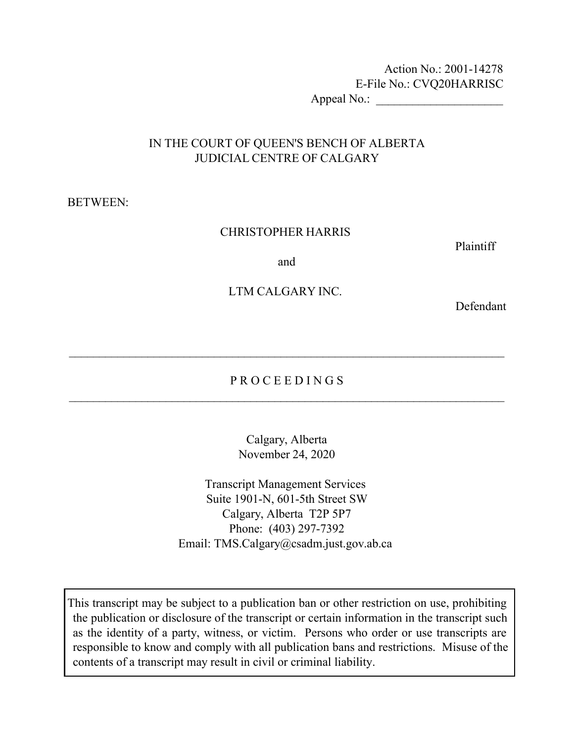Action No.: 2001-14278
E-File No.: CVQ20HARRISC
Appeal No.: ____________________

IN THE COURT OF QUEEN'S BENCH OF ALBERTA
JUDICIAL CENTRE OF CALGARY

BETWEEN:

CHRISTOPHER HARRIS

Plaintiff

and

LTM CALGARY INC.

Defendant

---

# P R O C E E D I N G S

---

Calgary, Alberta
November 24, 2020

Transcript Management Services
Suite 1901-N, 601-5th Street SW
Calgary, Alberta T2P 5P7
Phone: (403) 297-7392
Email: TMS.Calgary@csadm.just.gov.ab.ca

> This transcript may be subject to a publication ban or other restriction on use, prohibiting the publication or disclosure of the transcript or certain information in the transcript such as the identity of a party, witness, or victim. Persons who order or use transcripts are responsible to know and comply with all publication bans and restrictions. Misuse of the contents of a transcript may result in civil or criminal liability.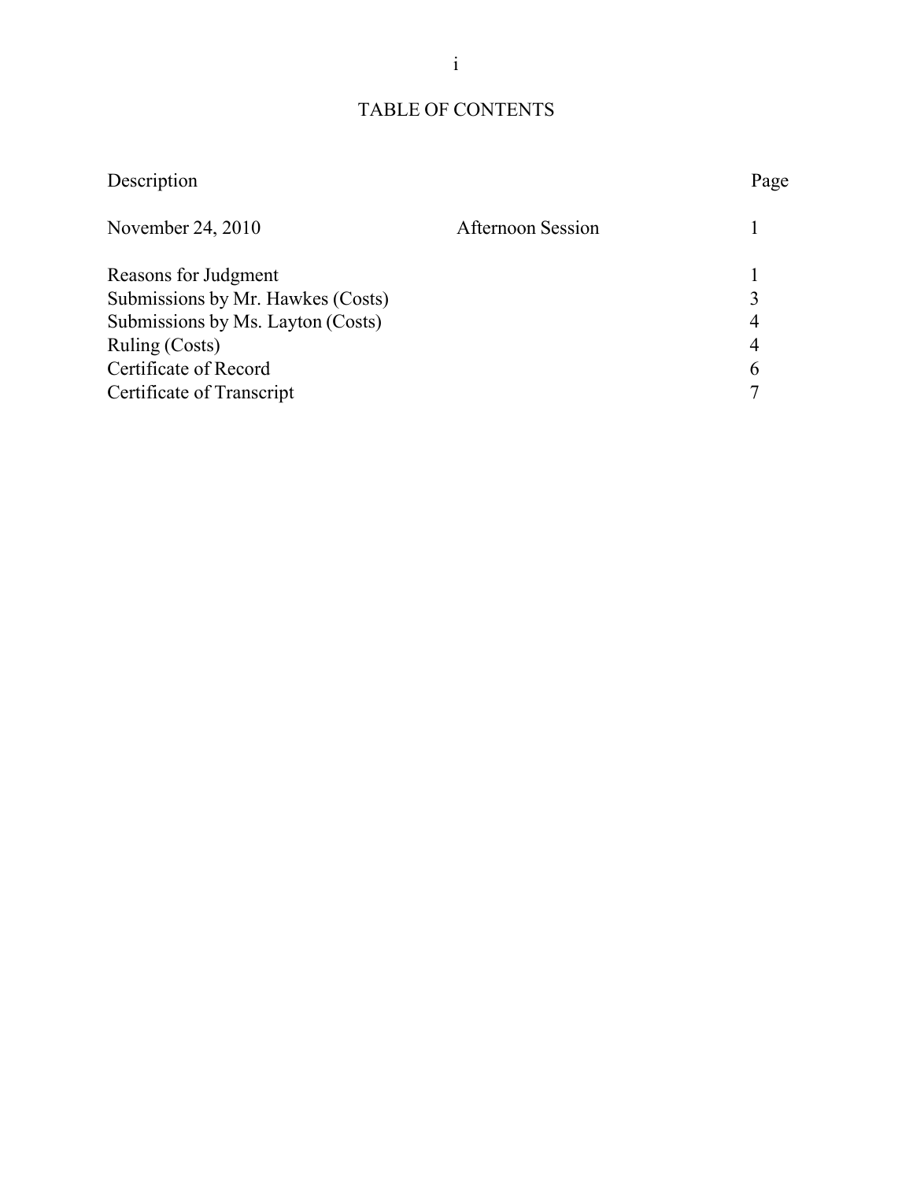# TABLE OF CONTENTS

| Description | | Page |
| --- | --- | --- |
| November 24, 2010 | Afternoon Session | 1 |
| Reasons for Judgment | | 1 |
| Submissions by Mr. Hawkes (Costs) | | 3 |
| Submissions by Ms. Layton (Costs) | | 4 |
| Ruling (Costs) | | 4 |
| Certificate of Record | | 6 |
| Certificate of Transcript | | 7 |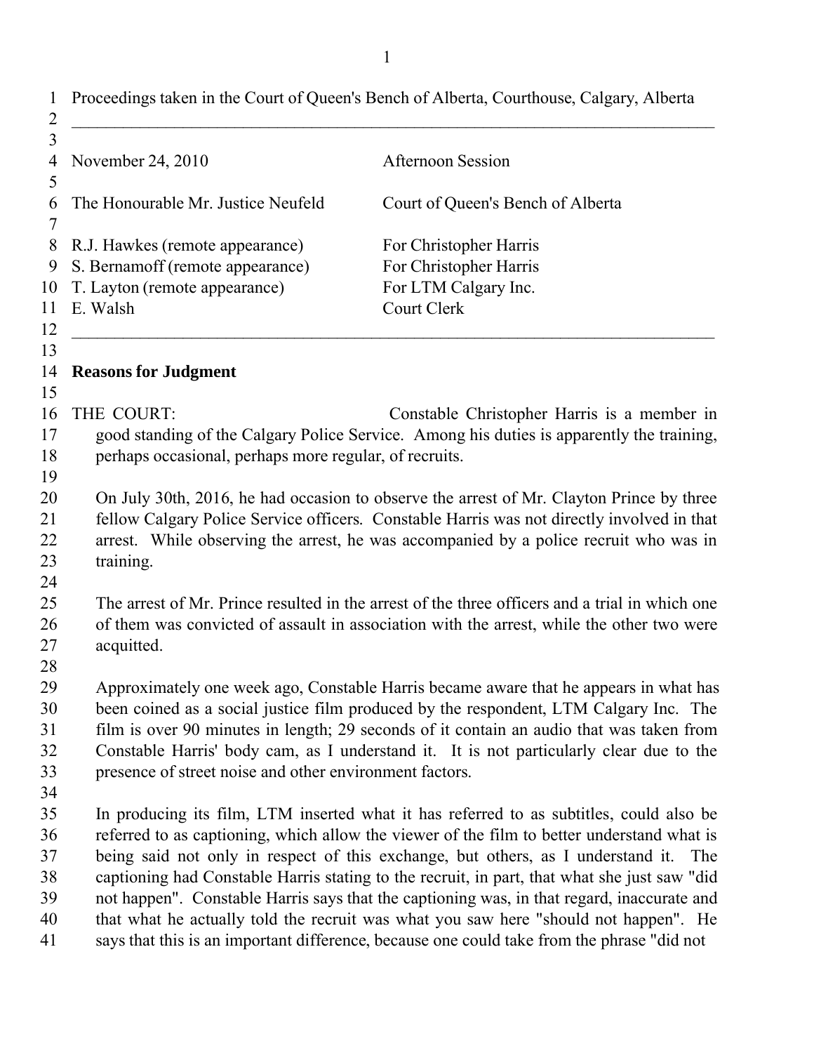Proceedings taken in the Court of Queen's Bench of Alberta, Courthouse, Calgary, Alberta

---

| | |
|---|---|
| November 24, 2010 | Afternoon Session |
| | |
| The Honourable Mr. Justice Neufeld | Court of Queen's Bench of Alberta |
| | |
| R.J. Hawkes (remote appearance) | For Christopher Harris |
| S. Bernamoff (remote appearance) | For Christopher Harris |
| T. Layton (remote appearance) | For LTM Calgary Inc. |
| E. Walsh | Court Clerk |

---

**Reasons for Judgment**

THE COURT: Constable Christopher Harris is a member in good standing of the Calgary Police Service. Among his duties is apparently the training, perhaps occasional, perhaps more regular, of recruits.

On July 30th, 2016, he had occasion to observe the arrest of Mr. Clayton Prince by three fellow Calgary Police Service officers. Constable Harris was not directly involved in that arrest. While observing the arrest, he was accompanied by a police recruit who was in training.

The arrest of Mr. Prince resulted in the arrest of the three officers and a trial in which one of them was convicted of assault in association with the arrest, while the other two were acquitted.

Approximately one week ago, Constable Harris became aware that he appears in what has been coined as a social justice film produced by the respondent, LTM Calgary Inc. The film is over 90 minutes in length; 29 seconds of it contain an audio that was taken from Constable Harris' body cam, as I understand it. It is not particularly clear due to the presence of street noise and other environment factors.

In producing its film, LTM inserted what it has referred to as subtitles, could also be referred to as captioning, which allow the viewer of the film to better understand what is being said not only in respect of this exchange, but others, as I understand it. The captioning had Constable Harris stating to the recruit, in part, that what she just saw "did not happen". Constable Harris says that the captioning was, in that regard, inaccurate and that what he actually told the recruit was what you saw here "should not happen". He says that this is an important difference, because one could take from the phrase "did not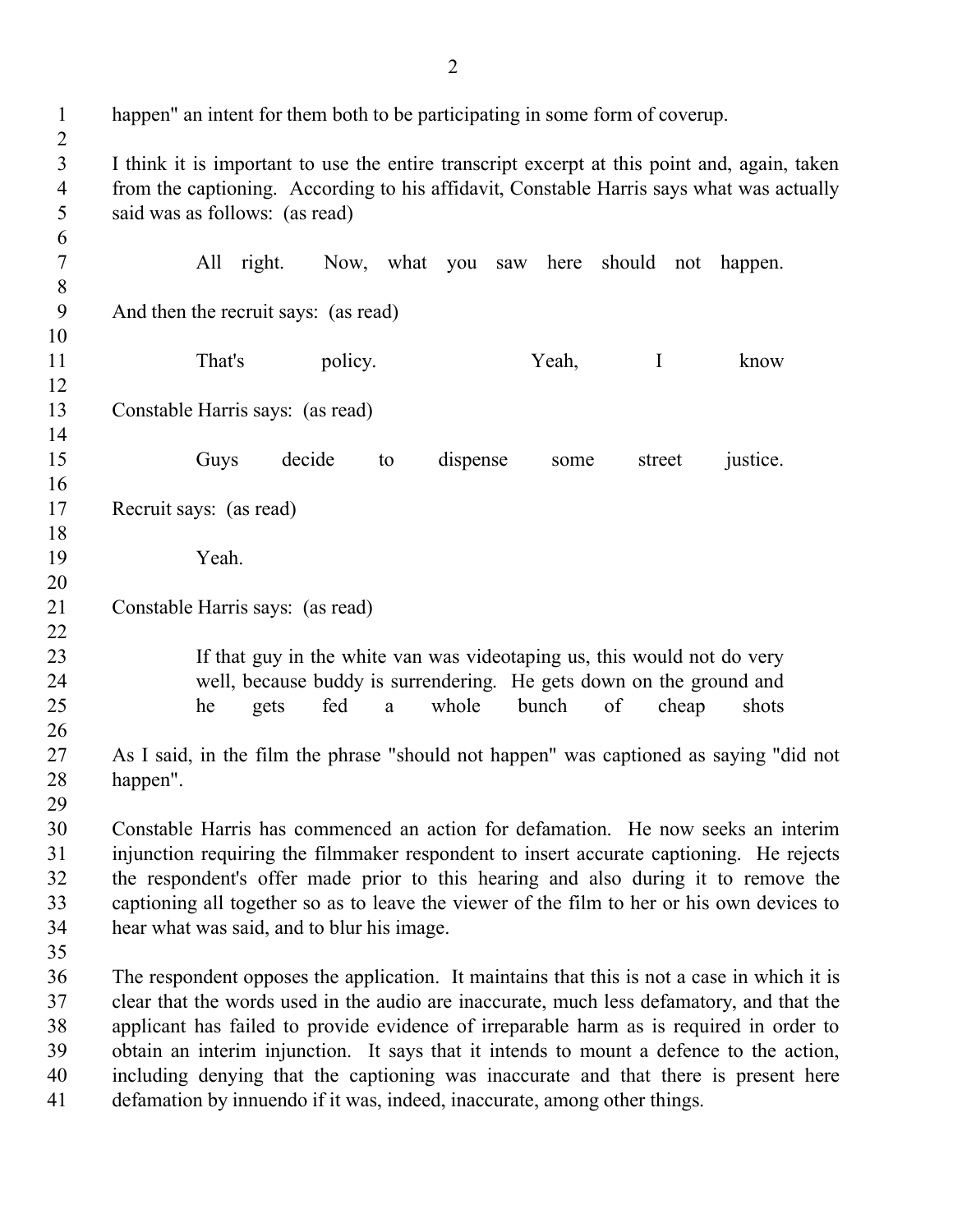happen" an intent for them both to be participating in some form of coverup.

I think it is important to use the entire transcript excerpt at this point and, again, taken from the captioning. According to his affidavit, Constable Harris says what was actually said was as follows: (as read)

> All right. Now, what you saw here should not happen.

And then the recruit says: (as read)

> That's policy. Yeah, I know

Constable Harris says: (as read)

> Guys decide to dispense some street justice.

Recruit says: (as read)

> Yeah.

Constable Harris says: (as read)

> If that guy in the white van was videotaping us, this would not do very well, because buddy is surrendering. He gets down on the ground and he gets fed a whole bunch of cheap shots

As I said, in the film the phrase "should not happen" was captioned as saying "did not happen".

Constable Harris has commenced an action for defamation. He now seeks an interim injunction requiring the filmmaker respondent to insert accurate captioning. He rejects the respondent's offer made prior to this hearing and also during it to remove the captioning all together so as to leave the viewer of the film to her or his own devices to hear what was said, and to blur his image.

The respondent opposes the application. It maintains that this is not a case in which it is clear that the words used in the audio are inaccurate, much less defamatory, and that the applicant has failed to provide evidence of irreparable harm as is required in order to obtain an interim injunction. It says that it intends to mount a defence to the action, including denying that the captioning was inaccurate and that there is present here defamation by innuendo if it was, indeed, inaccurate, among other things.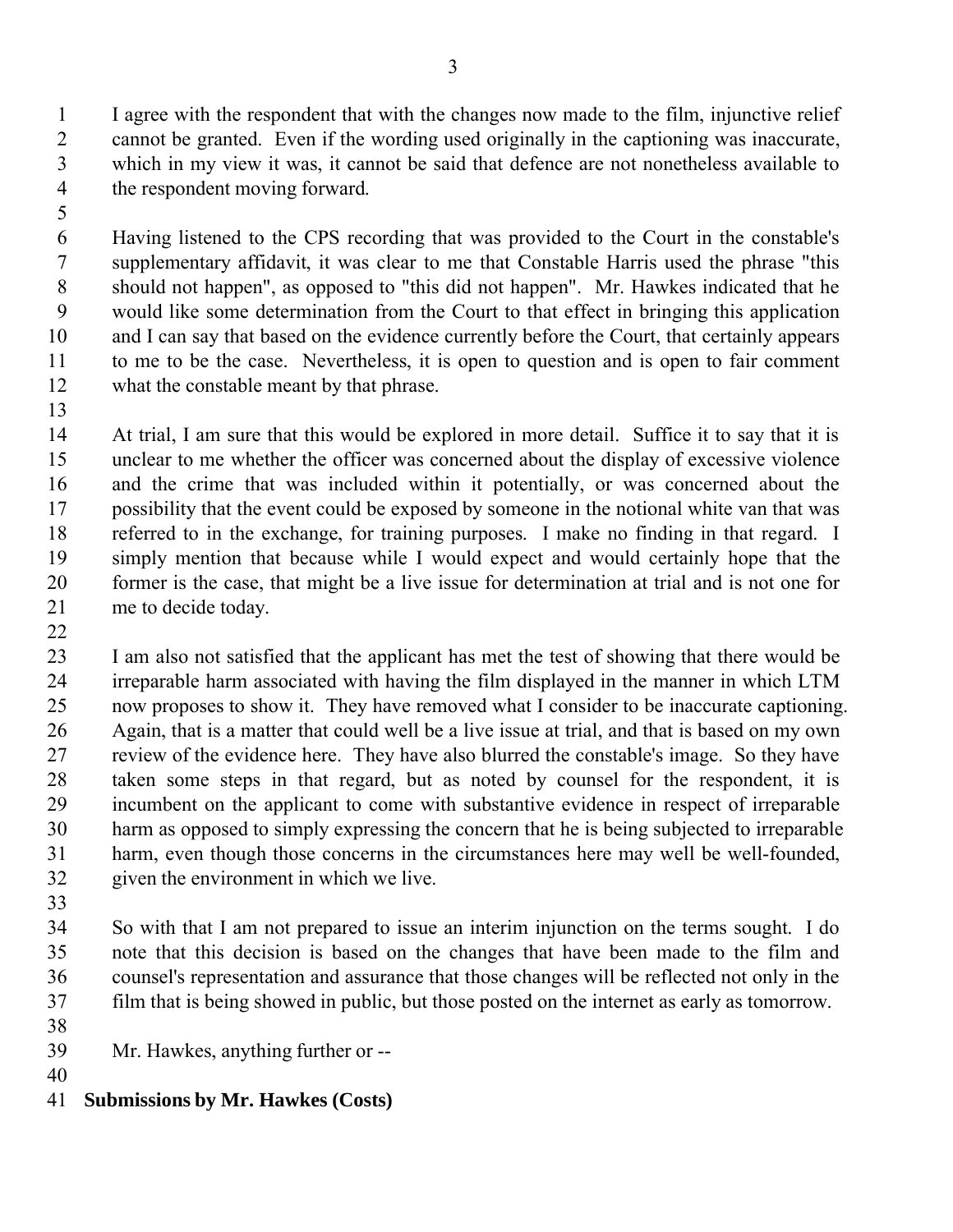I agree with the respondent that with the changes now made to the film, injunctive relief cannot be granted. Even if the wording used originally in the captioning was inaccurate, which in my view it was, it cannot be said that defence are not nonetheless available to the respondent moving forward.

Having listened to the CPS recording that was provided to the Court in the constable's supplementary affidavit, it was clear to me that Constable Harris used the phrase "this should not happen", as opposed to "this did not happen". Mr. Hawkes indicated that he would like some determination from the Court to that effect in bringing this application and I can say that based on the evidence currently before the Court, that certainly appears to me to be the case. Nevertheless, it is open to question and is open to fair comment what the constable meant by that phrase.

At trial, I am sure that this would be explored in more detail. Suffice it to say that it is unclear to me whether the officer was concerned about the display of excessive violence and the crime that was included within it potentially, or was concerned about the possibility that the event could be exposed by someone in the notional white van that was referred to in the exchange, for training purposes. I make no finding in that regard. I simply mention that because while I would expect and would certainly hope that the former is the case, that might be a live issue for determination at trial and is not one for me to decide today.

I am also not satisfied that the applicant has met the test of showing that there would be irreparable harm associated with having the film displayed in the manner in which LTM now proposes to show it. They have removed what I consider to be inaccurate captioning. Again, that is a matter that could well be a live issue at trial, and that is based on my own review of the evidence here. They have also blurred the constable's image. So they have taken some steps in that regard, but as noted by counsel for the respondent, it is incumbent on the applicant to come with substantive evidence in respect of irreparable harm as opposed to simply expressing the concern that he is being subjected to irreparable harm, even though those concerns in the circumstances here may well be well-founded, given the environment in which we live.

So with that I am not prepared to issue an interim injunction on the terms sought. I do note that this decision is based on the changes that have been made to the film and counsel's representation and assurance that those changes will be reflected not only in the film that is being showed in public, but those posted on the internet as early as tomorrow.

Mr. Hawkes, anything further or --

**Submissions by Mr. Hawkes (Costs)**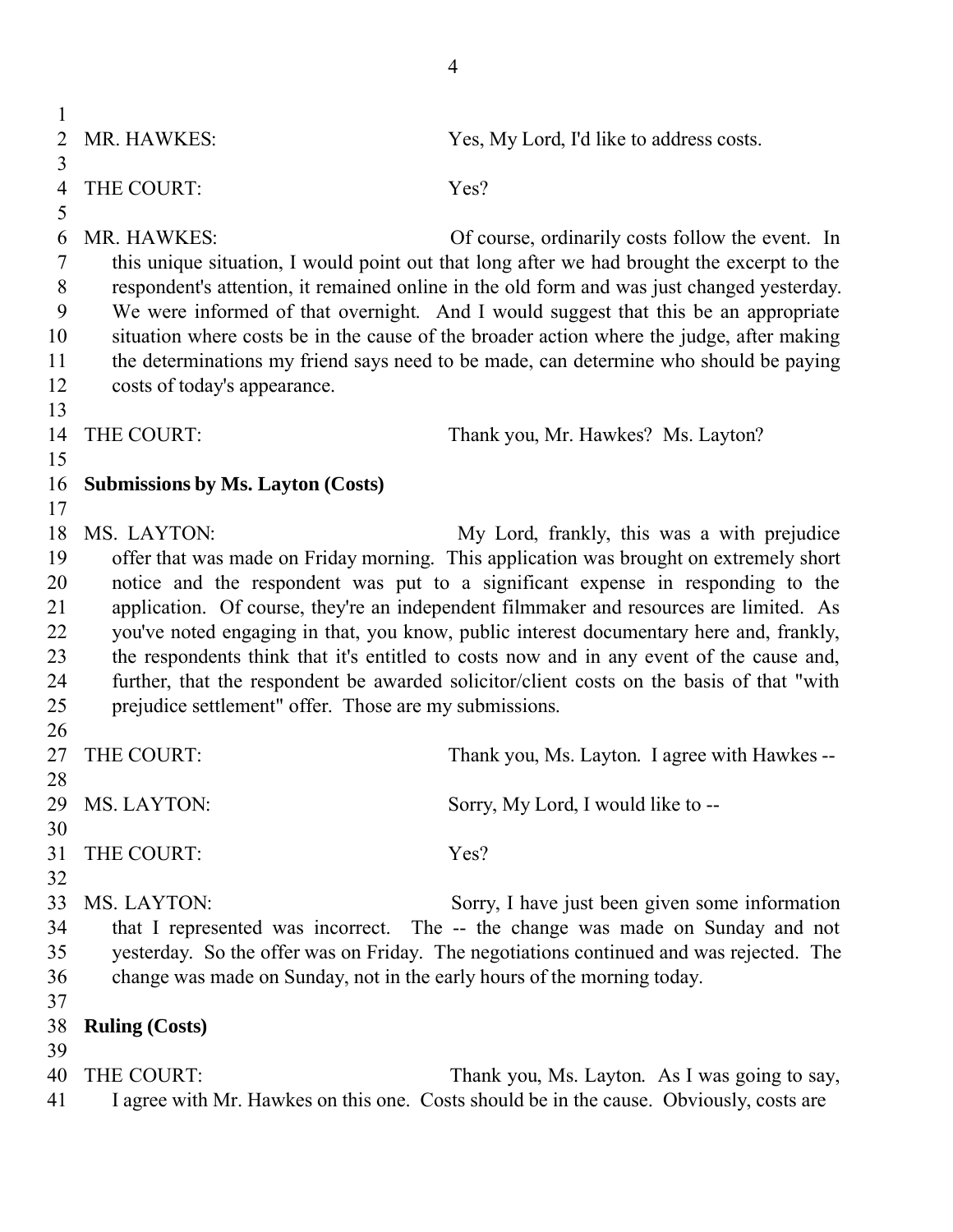MR. HAWKES: Yes, My Lord, I'd like to address costs.

THE COURT: Yes?

MR. HAWKES: Of course, ordinarily costs follow the event. In this unique situation, I would point out that long after we had brought the excerpt to the respondent's attention, it remained online in the old form and was just changed yesterday. We were informed of that overnight. And I would suggest that this be an appropriate situation where costs be in the cause of the broader action where the judge, after making the determinations my friend says need to be made, can determine who should be paying costs of today's appearance.

THE COURT: Thank you, Mr. Hawkes? Ms. Layton?

**Submissions by Ms. Layton (Costs)**

MS. LAYTON: My Lord, frankly, this was a with prejudice offer that was made on Friday morning. This application was brought on extremely short notice and the respondent was put to a significant expense in responding to the application. Of course, they're an independent filmmaker and resources are limited. As you've noted engaging in that, you know, public interest documentary here and, frankly, the respondents think that it's entitled to costs now and in any event of the cause and, further, that the respondent be awarded solicitor/client costs on the basis of that "with prejudice settlement" offer. Those are my submissions.

THE COURT: Thank you, Ms. Layton. I agree with Hawkes --

MS. LAYTON: Sorry, My Lord, I would like to --

THE COURT: Yes?

MS. LAYTON: Sorry, I have just been given some information that I represented was incorrect. The -- the change was made on Sunday and not yesterday. So the offer was on Friday. The negotiations continued and was rejected. The change was made on Sunday, not in the early hours of the morning today.

**Ruling (Costs)**

THE COURT: Thank you, Ms. Layton. As I was going to say, I agree with Mr. Hawkes on this one. Costs should be in the cause. Obviously, costs are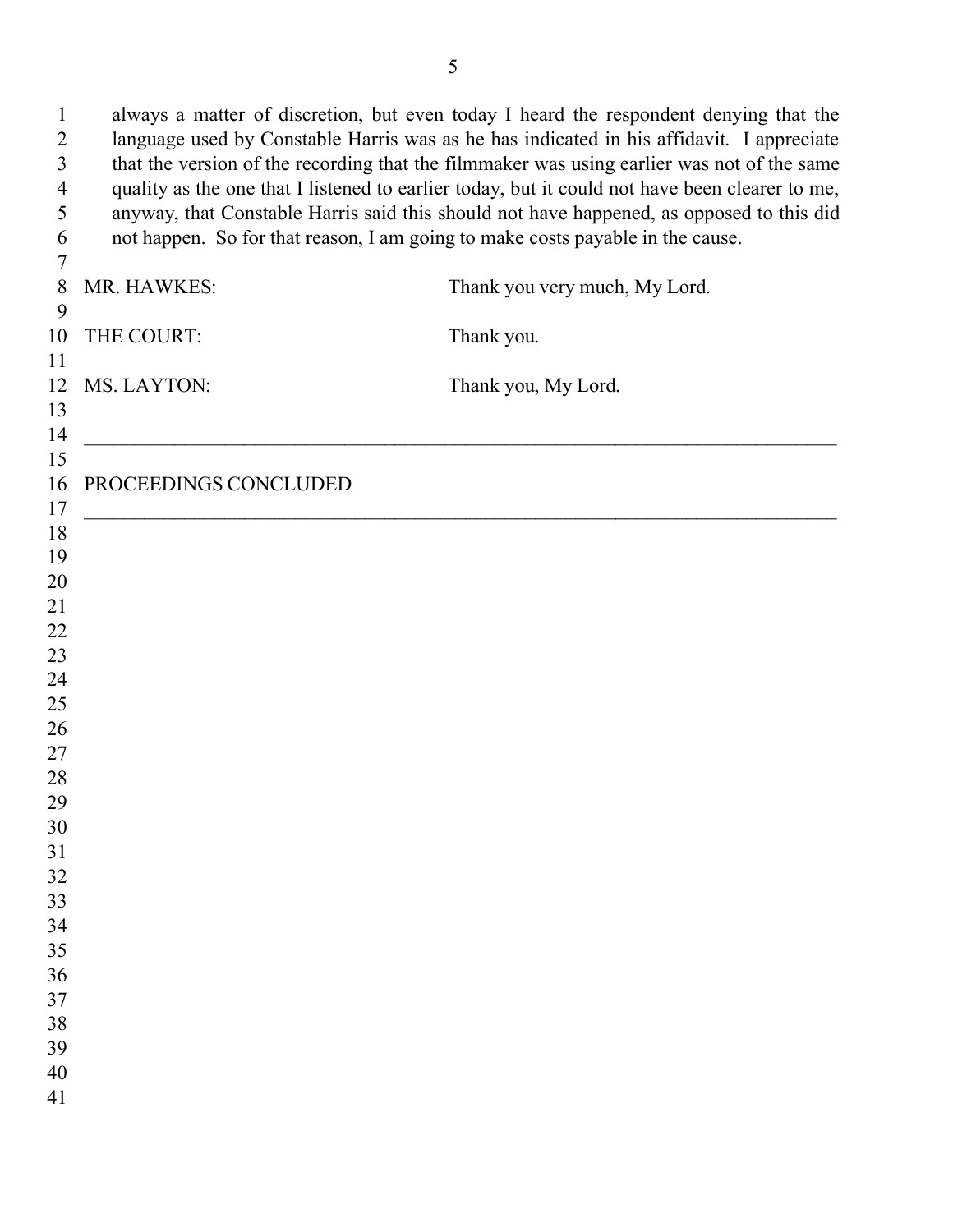always a matter of discretion, but even today I heard the respondent denying that the language used by Constable Harris was as he has indicated in his affidavit. I appreciate that the version of the recording that the filmmaker was using earlier was not of the same quality as the one that I listened to earlier today, but it could not have been clearer to me, anyway, that Constable Harris said this should not have happened, as opposed to this did not happen. So for that reason, I am going to make costs payable in the cause.

MR. HAWKES: Thank you very much, My Lord.

THE COURT: Thank you.

MS. LAYTON: Thank you, My Lord.

---

PROCEEDINGS CONCLUDED

---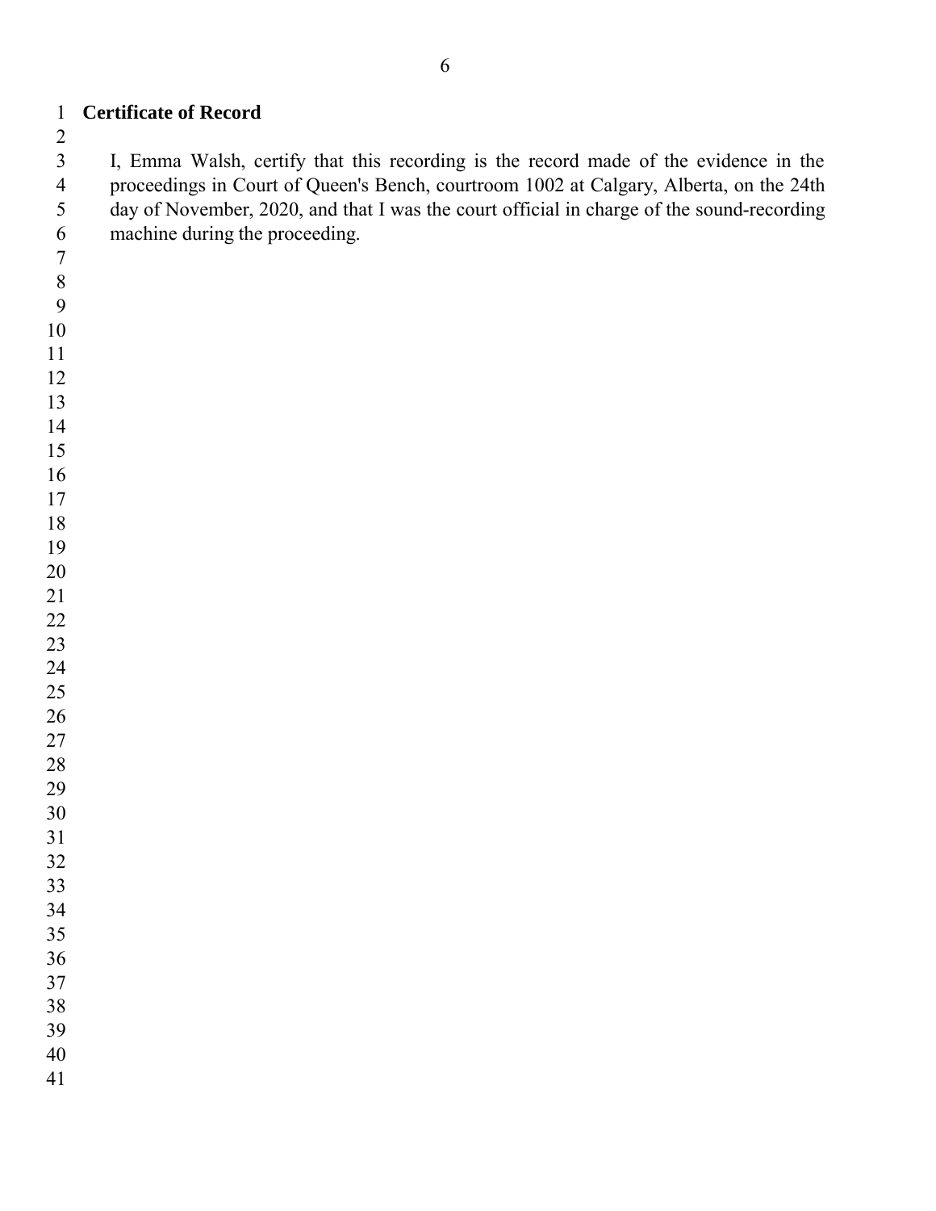**Certificate of Record**

I, Emma Walsh, certify that this recording is the record made of the evidence in the proceedings in Court of Queen's Bench, courtroom 1002 at Calgary, Alberta, on the 24th day of November, 2020, and that I was the court official in charge of the sound-recording machine during the proceeding.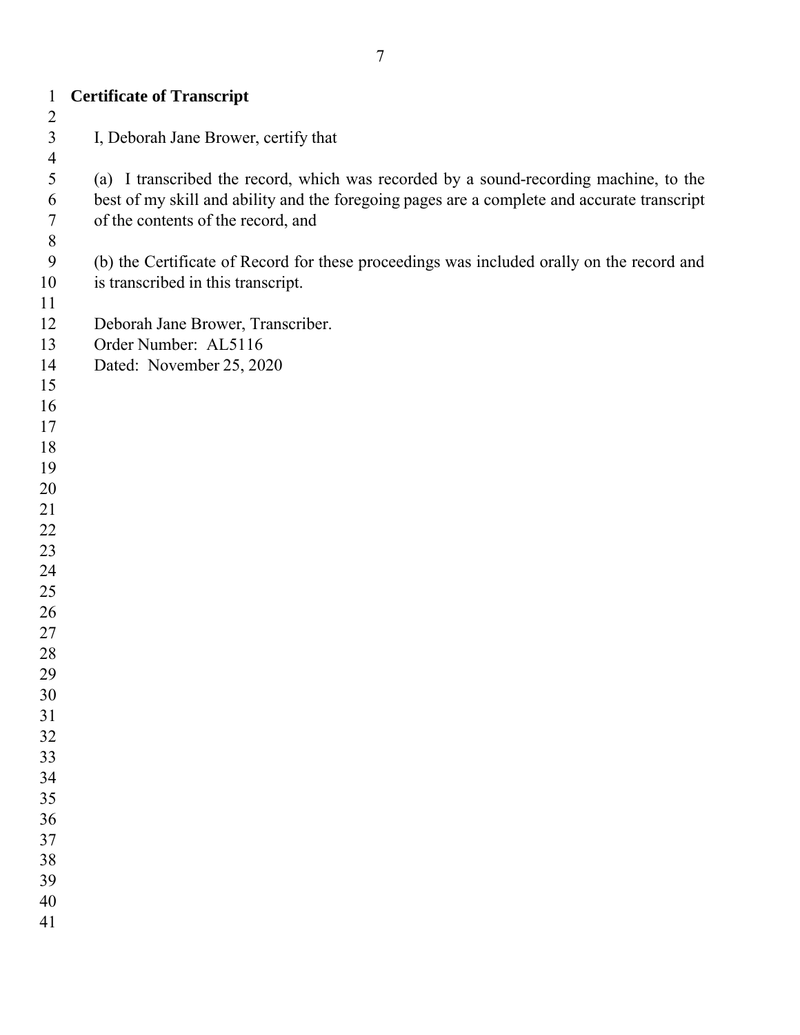**Certificate of Transcript**

I, Deborah Jane Brower, certify that

(a) I transcribed the record, which was recorded by a sound-recording machine, to the best of my skill and ability and the foregoing pages are a complete and accurate transcript of the contents of the record, and

(b) the Certificate of Record for these proceedings was included orally on the record and is transcribed in this transcript.

Deborah Jane Brower, Transcriber.  
Order Number: AL5116  
Dated: November 25, 2020